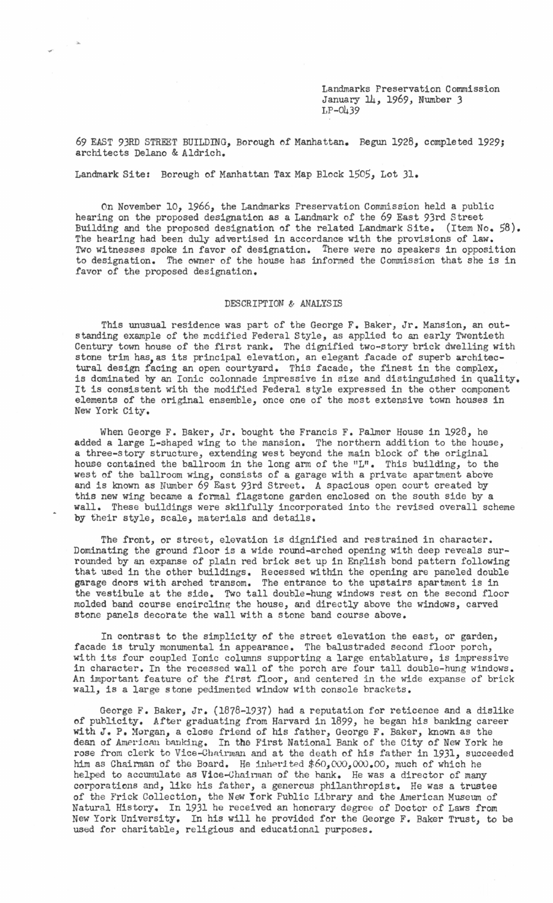Landmarks Preservation Commission
January 14, 1969, Number 3
LP-0439

69 EAST 93RD STREET BUILDING, Borough of Manhattan. Begun 1928, completed 1929; architects Delano & Aldrich.

Landmark Site: Borough of Manhattan Tax Map Block 1505, Lot 31.

On November 10, 1966, the Landmarks Preservation Commission held a public hearing on the proposed designation as a Landmark of the 69 East 93rd Street Building and the proposed designation of the related Landmark Site. (Item No. 58). The hearing had been duly advertised in accordance with the provisions of law. Two witnesses spoke in favor of designation. There were no speakers in opposition to designation. The owner of the house has informed the Commission that she is in favor of the proposed designation.

## DESCRIPTION & ANALYSIS

This unusual residence was part of the George F. Baker, Jr. Mansion, an outstanding example of the modified Federal Style, as applied to an early Twentieth Century town house of the first rank. The dignified two-story brick dwelling with stone trim has, as its principal elevation, an elegant facade of superb architectural design facing an open courtyard. This facade, the finest in the complex, is dominated by an Ionic colonnade impressive in size and distinguished in quality. It is consistent with the modified Federal style expressed in the other component elements of the original ensemble, once one of the most extensive town houses in New York City.

When George F. Baker, Jr. bought the Francis F. Palmer House in 1928, he added a large L-shaped wing to the mansion. The northern addition to the house, a three-story structure, extending west beyond the main block of the original house contained the ballroom in the long arm of the "L". This building, to the west of the ballroom wing, consists of a garage with a private apartment above and is known as Number 69 East 93rd Street. A spacious open court created by this new wing became a formal flagstone garden enclosed on the south side by a wall. These buildings were skilfully incorporated into the revised overall scheme by their style, scale, materials and details.

The front, or street, elevation is dignified and restrained in character. Dominating the ground floor is a wide round-arched opening with deep reveals surrounded by an expanse of plain red brick set up in English bond pattern following that used in the other buildings. Recessed within the opening are paneled double garage doors with arched transom. The entrance to the upstairs apartment is in the vestibule at the side. Two tall double-hung windows rest on the second floor molded band course encircling the house, and directly above the windows, carved stone panels decorate the wall with a stone band course above.

In contrast to the simplicity of the street elevation the east, or garden, facade is truly monumental in appearance. The balustraded second floor porch, with its four coupled Ionic columns supporting a large entablature, is impressive in character. In the recessed wall of the porch are four tall double-hung windows. An important feature of the first floor, and centered in the wide expanse of brick wall, is a large stone pedimented window with console brackets.

George F. Baker, Jr. (1878-1937) had a reputation for reticence and a dislike of publicity. After graduating from Harvard in 1899, he began his banking career with J. P. Morgan, a close friend of his father, George F. Baker, known as the dean of American banking. In the First National Bank of the City of New York he rose from clerk to Vice-Chairman and at the death of his father in 1931, succeeded him as Chairman of the Board. He inherited $60,000,000.00, much of which he helped to accumulate as Vice-Chairman of the bank. He was a director of many corporations and, like his father, a generous philanthropist. He was a trustee of the Frick Collection, the New York Public Library and the American Museum of Natural History. In 1931 he received an honorary degree of Doctor of Laws from New York University. In his will he provided for the George F. Baker Trust, to be used for charitable, religious and educational purposes.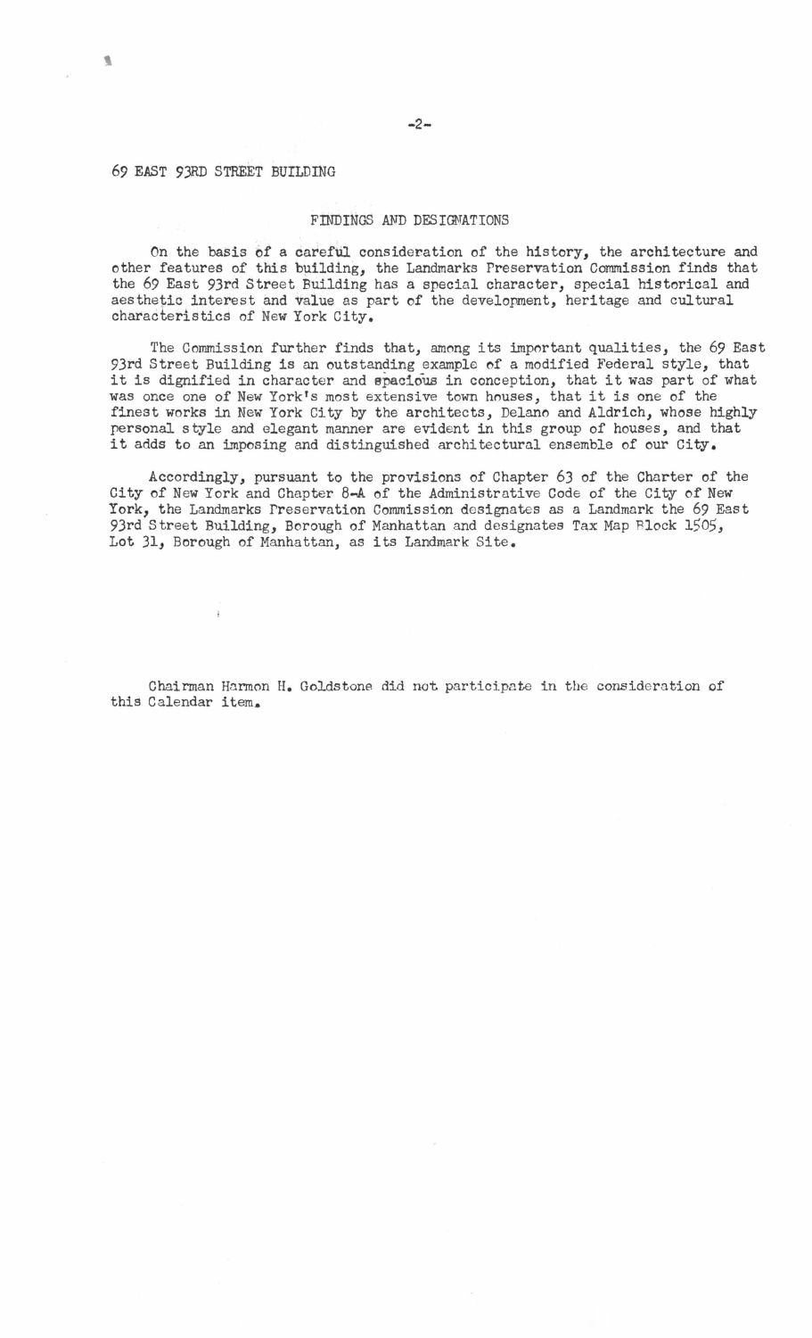69 EAST 93RD STREET BUILDING

## FINDINGS AND DESIGNATIONS

On the basis of a careful consideration of the history, the architecture and other features of this building, the Landmarks Preservation Commission finds that the 69 East 93rd Street Building has a special character, special historical and aesthetic interest and value as part of the development, heritage and cultural characteristics of New York City.

The Commission further finds that, among its important qualities, the 69 East 93rd Street Building is an outstanding example of a modified Federal style, that it is dignified in character and spacious in conception, that it was part of what was once one of New York's most extensive town houses, that it is one of the finest works in New York City by the architects, Delano and Aldrich, whose highly personal style and elegant manner are evident in this group of houses, and that it adds to an imposing and distinguished architectural ensemble of our City.

Accordingly, pursuant to the provisions of Chapter 63 of the Charter of the City of New York and Chapter 8-A of the Administrative Code of the City of New York, the Landmarks Preservation Commission designates as a Landmark the 69 East 93rd Street Building, Borough of Manhattan and designates Tax Map Block 1505, Lot 31, Borough of Manhattan, as its Landmark Site.

Chairman Harmon H. Goldstone did not participate in the consideration of this Calendar item.